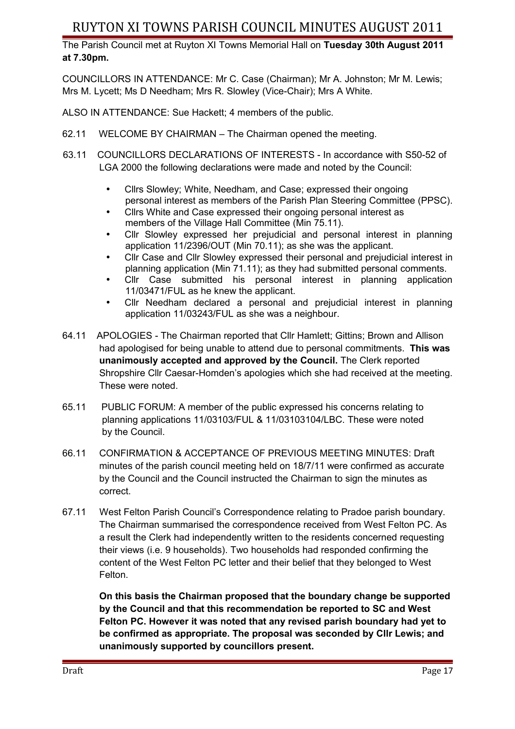# RUYTON XI TOWNS PARISH COUNCIL MINUTES AUGUST 2011

The Parish Council met at Ruyton XI Towns Memorial Hall on **Tuesday 30th August 2011 at 7.30pm.**

COUNCILLORS IN ATTENDANCE: Mr C. Case (Chairman); Mr A. Johnston; Mr M. Lewis; Mrs M. Lycett; Ms D Needham; Mrs R. Slowley (Vice-Chair); Mrs A White.

ALSO IN ATTENDANCE: Sue Hackett; 4 members of the public.

62.11 WELCOME BY CHAIRMAN – The Chairman opened the meeting.

63.11 COUNCILLORS DECLARATIONS OF INTERESTS - In accordance with S50-52 of LGA 2000 the following declarations were made and noted by the Council:

- Cllrs Slowley; White, Needham, and Case; expressed their ongoing personal interest as members of the Parish Plan Steering Committee (PPSC).
- Cllrs White and Case expressed their ongoing personal interest as members of the Village Hall Committee (Min 75.11).
- Cllr Slowley expressed her prejudicial and personal interest in planning application 11/2396/OUT (Min 70.11); as she was the applicant.
- Cllr Case and Cllr Slowley expressed their personal and prejudicial interest in planning application (Min 71.11); as they had submitted personal comments.
- Cllr Case submitted his personal interest in planning application 11/03471/FUL as he knew the applicant.
- Cllr Needham declared a personal and prejudicial interest in planning application 11/03243/FUL as she was a neighbour.

64.11 APOLOGIES - The Chairman reported that Cllr Hamlett; Gittins; Brown and Allison had apologised for being unable to attend due to personal commitments. **This was unanimously accepted and approved by the Council.** The Clerk reported Shropshire Cllr Caesar-Homden's apologies which she had received at the meeting. These were noted.

65.11 PUBLIC FORUM: A member of the public expressed his concerns relating to planning applications 11/03103/FUL & 11/03103104/LBC. These were noted by the Council.

66.11 CONFIRMATION & ACCEPTANCE OF PREVIOUS MEETING MINUTES: Draft minutes of the parish council meeting held on 18/7/11 were confirmed as accurate by the Council and the Council instructed the Chairman to sign the minutes as correct.

67.11 West Felton Parish Council's Correspondence relating to Pradoe parish boundary. The Chairman summarised the correspondence received from West Felton PC. As a result the Clerk had independently written to the residents concerned requesting their views (i.e. 9 households). Two households had responded confirming the content of the West Felton PC letter and their belief that they belonged to West Felton.

**On this basis the Chairman proposed that the boundary change be supported by the Council and that this recommendation be reported to SC and West Felton PC. However it was noted that any revised parish boundary had yet to be confirmed as appropriate. The proposal was seconded by Cllr Lewis; and unanimously supported by councillors present.**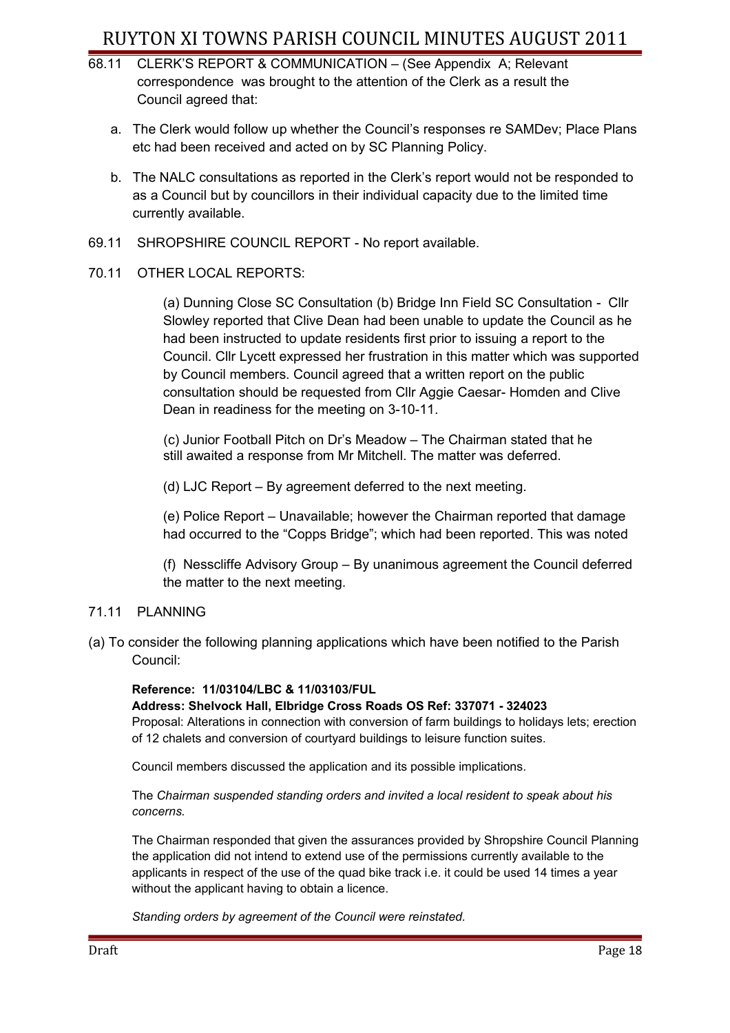68.11 CLERK'S REPORT & COMMUNICATION – (See Appendix A; Relevant correspondence was brought to the attention of the Clerk as a result the Council agreed that:

a. The Clerk would follow up whether the Council's responses re SAMDev; Place Plans etc had been received and acted on by SC Planning Policy.

b. The NALC consultations as reported in the Clerk's report would not be responded to as a Council but by councillors in their individual capacity due to the limited time currently available.

69.11 SHROPSHIRE COUNCIL REPORT - No report available.

70.11 OTHER LOCAL REPORTS:

(a) Dunning Close SC Consultation (b) Bridge Inn Field SC Consultation - Cllr Slowley reported that Clive Dean had been unable to update the Council as he had been instructed to update residents first prior to issuing a report to the Council. Cllr Lycett expressed her frustration in this matter which was supported by Council members. Council agreed that a written report on the public consultation should be requested from Cllr Aggie Caesar- Homden and Clive Dean in readiness for the meeting on 3-10-11.

(c) Junior Football Pitch on Dr's Meadow – The Chairman stated that he still awaited a response from Mr Mitchell. The matter was deferred.

(d) LJC Report – By agreement deferred to the next meeting.

(e) Police Report – Unavailable; however the Chairman reported that damage had occurred to the "Copps Bridge"; which had been reported. This was noted

(f) Nesscliffe Advisory Group – By unanimous agreement the Council deferred the matter to the next meeting.

71.11 PLANNING

(a) To consider the following planning applications which have been notified to the Parish Council:

**Reference: 11/03104/LBC & 11/03103/FUL**
**Address: Shelvock Hall, Elbridge Cross Roads OS Ref: 337071 - 324023**
Proposal: Alterations in connection with conversion of farm buildings to holidays lets; erection of 12 chalets and conversion of courtyard buildings to leisure function suites.

Council members discussed the application and its possible implications.

The *Chairman suspended standing orders and invited a local resident to speak about his concerns.*

The Chairman responded that given the assurances provided by Shropshire Council Planning the application did not intend to extend use of the permissions currently available to the applicants in respect of the use of the quad bike track i.e. it could be used 14 times a year without the applicant having to obtain a licence.

*Standing orders by agreement of the Council were reinstated.*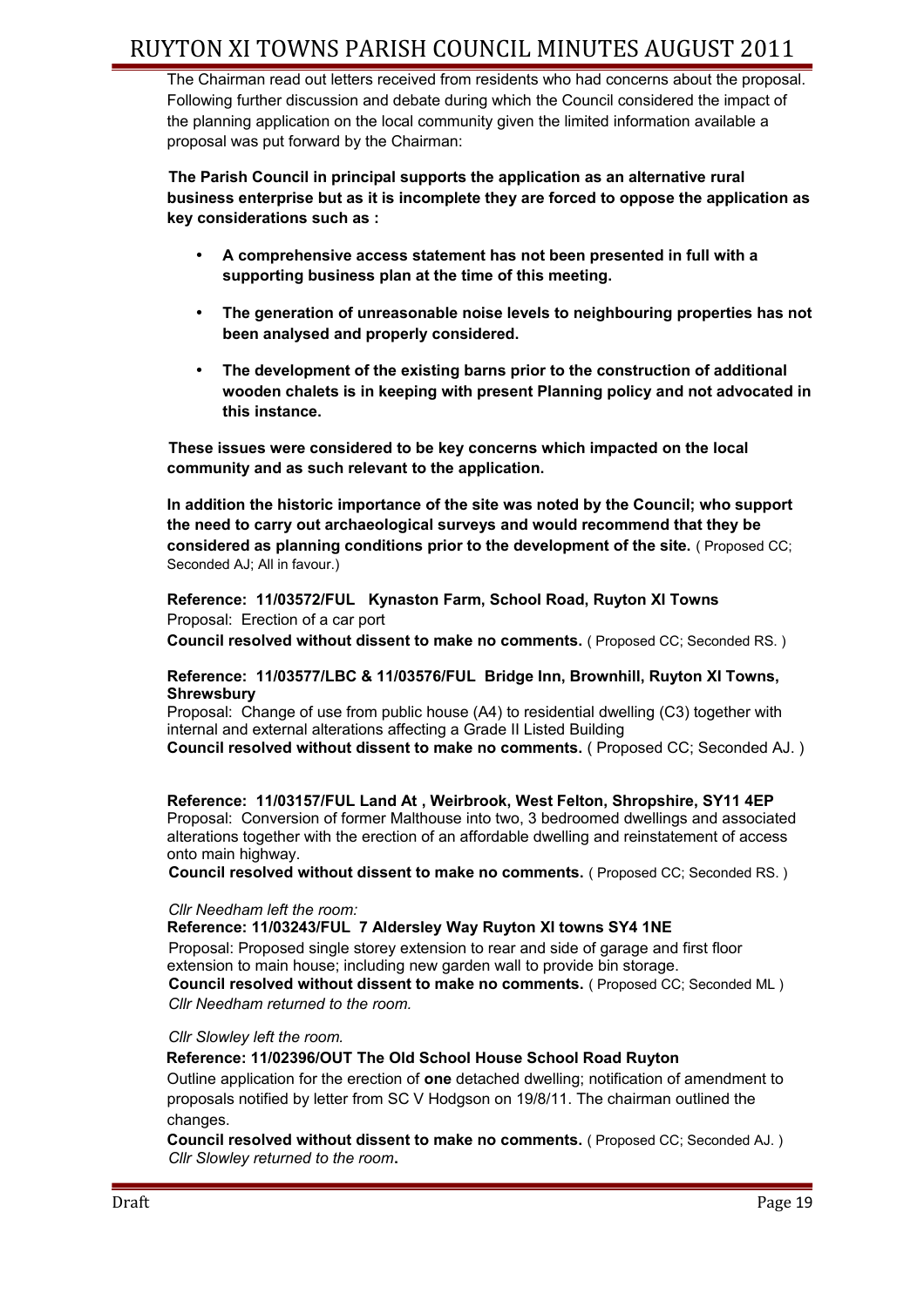The Chairman read out letters received from residents who had concerns about the proposal. Following further discussion and debate during which the Council considered the impact of the planning application on the local community given the limited information available a proposal was put forward by the Chairman:

**The Parish Council in principal supports the application as an alternative rural business enterprise but as it is incomplete they are forced to oppose the application as key considerations such as :**

- **A comprehensive access statement has not been presented in full with a supporting business plan at the time of this meeting.**
- **The generation of unreasonable noise levels to neighbouring properties has not been analysed and properly considered.**
- **The development of the existing barns prior to the construction of additional wooden chalets is in keeping with present Planning policy and not advocated in this instance.**

**These issues were considered to be key concerns which impacted on the local community and as such relevant to the application.**

**In addition the historic importance of the site was noted by the Council; who support the need to carry out archaeological surveys and would recommend that they be considered as planning conditions prior to the development of the site.** ( Proposed CC; Seconded AJ; All in favour.)

**Reference: 11/03572/FUL Kynaston Farm, School Road, Ruyton XI Towns**
Proposal: Erection of a car port
**Council resolved without dissent to make no comments.** ( Proposed CC; Seconded RS. )

**Reference: 11/03577/LBC & 11/03576/FUL Bridge Inn, Brownhill, Ruyton XI Towns, Shrewsbury**
Proposal: Change of use from public house (A4) to residential dwelling (C3) together with internal and external alterations affecting a Grade II Listed Building
**Council resolved without dissent to make no comments.** ( Proposed CC; Seconded AJ. )

**Reference: 11/03157/FUL Land At , Weirbrook, West Felton, Shropshire, SY11 4EP**
Proposal: Conversion of former Malthouse into two, 3 bedroomed dwellings and associated alterations together with the erection of an affordable dwelling and reinstatement of access onto main highway.
**Council resolved without dissent to make no comments.** ( Proposed CC; Seconded RS. )

*Cllr Needham left the room:*
**Reference: 11/03243/FUL 7 Aldersley Way Ruyton XI towns SY4 1NE**
Proposal: Proposed single storey extension to rear and side of garage and first floor extension to main house; including new garden wall to provide bin storage.
**Council resolved without dissent to make no comments.** ( Proposed CC; Seconded ML )
*Cllr Needham returned to the room.*

*Cllr Slowley left the room.*
**Reference: 11/02396/OUT The Old School House School Road Ruyton**
Outline application for the erection of **one** detached dwelling; notification of amendment to proposals notified by letter from SC V Hodgson on 19/8/11. The chairman outlined the changes.
**Council resolved without dissent to make no comments.** ( Proposed CC; Seconded AJ. )
*Cllr Slowley returned to the room***.**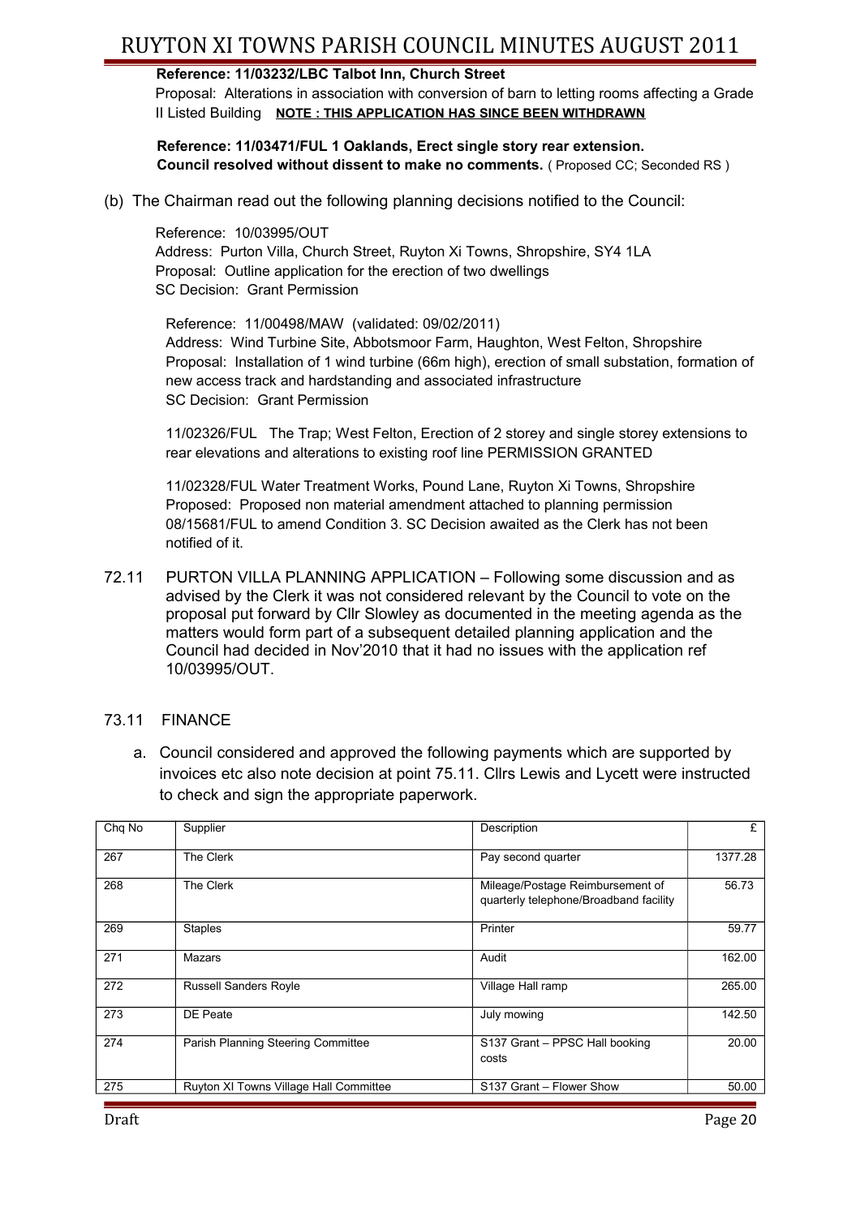**Reference: 11/03232/LBC Talbot Inn, Church Street**
Proposal: Alterations in association with conversion of barn to letting rooms affecting a Grade II Listed Building **NOTE : THIS APPLICATION HAS SINCE BEEN WITHDRAWN**

**Reference: 11/03471/FUL 1 Oaklands, Erect single story rear extension.**
**Council resolved without dissent to make no comments.** ( Proposed CC; Seconded RS )

(b) The Chairman read out the following planning decisions notified to the Council:

Reference: 10/03995/OUT
Address: Purton Villa, Church Street, Ruyton Xi Towns, Shropshire, SY4 1LA
Proposal: Outline application for the erection of two dwellings
SC Decision: Grant Permission

Reference: 11/00498/MAW (validated: 09/02/2011)
Address: Wind Turbine Site, Abbotsmoor Farm, Haughton, West Felton, Shropshire
Proposal: Installation of 1 wind turbine (66m high), erection of small substation, formation of new access track and hardstanding and associated infrastructure
SC Decision: Grant Permission

11/02326/FUL The Trap; West Felton, Erection of 2 storey and single storey extensions to rear elevations and alterations to existing roof line PERMISSION GRANTED

11/02328/FUL Water Treatment Works, Pound Lane, Ruyton Xi Towns, Shropshire
Proposed: Proposed non material amendment attached to planning permission 08/15681/FUL to amend Condition 3. SC Decision awaited as the Clerk has not been notified of it.

72.11 PURTON VILLA PLANNING APPLICATION – Following some discussion and as advised by the Clerk it was not considered relevant by the Council to vote on the proposal put forward by Cllr Slowley as documented in the meeting agenda as the matters would form part of a subsequent detailed planning application and the Council had decided in Nov'2010 that it had no issues with the application ref 10/03995/OUT.

73.11 FINANCE

a. Council considered and approved the following payments which are supported by invoices etc also note decision at point 75.11. Cllrs Lewis and Lycett were instructed to check and sign the appropriate paperwork.

| Chq No | Supplier | Description | £ |
|---|---|---|---|
| 267 | The Clerk | Pay second quarter | 1377.28 |
| 268 | The Clerk | Mileage/Postage Reimbursement of quarterly telephone/Broadband facility | 56.73 |
| 269 | Staples | Printer | 59.77 |
| 271 | Mazars | Audit | 162.00 |
| 272 | Russell Sanders Royle | Village Hall ramp | 265.00 |
| 273 | DE Peate | July mowing | 142.50 |
| 274 | Parish Planning Steering Committee | S137 Grant – PPSC Hall booking costs | 20.00 |
| 275 | Ruyton XI Towns Village Hall Committee | S137 Grant – Flower Show | 50.00 |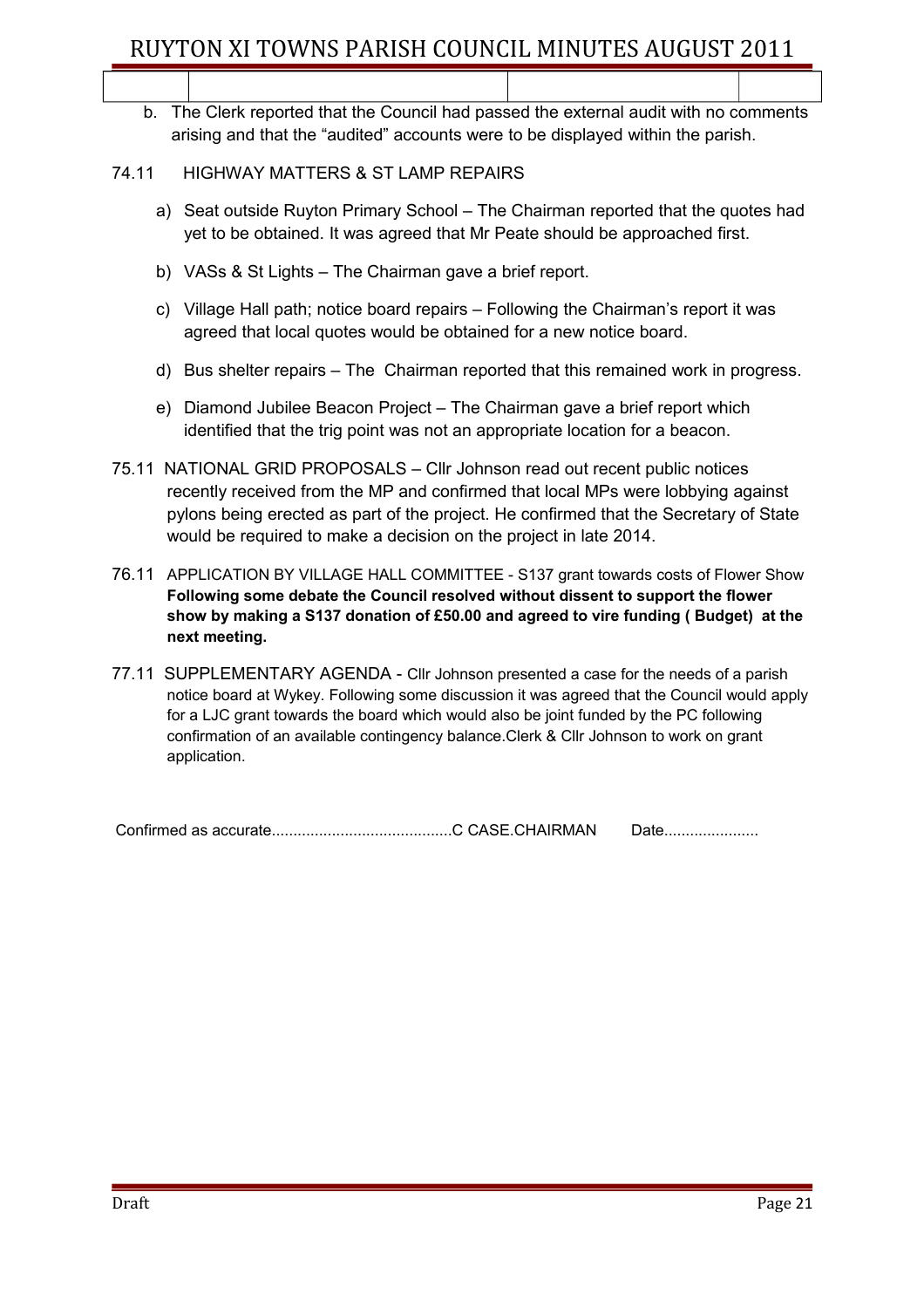| | | | |
|---|---|---|---|
| | | | |

b. The Clerk reported that the Council had passed the external audit with no comments arising and that the "audited" accounts were to be displayed within the parish.

74.11 HIGHWAY MATTERS & ST LAMP REPAIRS

a) Seat outside Ruyton Primary School – The Chairman reported that the quotes had yet to be obtained. It was agreed that Mr Peate should be approached first.

b) VASs & St Lights – The Chairman gave a brief report.

c) Village Hall path; notice board repairs – Following the Chairman's report it was agreed that local quotes would be obtained for a new notice board.

d) Bus shelter repairs – The Chairman reported that this remained work in progress.

e) Diamond Jubilee Beacon Project – The Chairman gave a brief report which identified that the trig point was not an appropriate location for a beacon.

75.11 NATIONAL GRID PROPOSALS – Cllr Johnson read out recent public notices recently received from the MP and confirmed that local MPs were lobbying against pylons being erected as part of the project. He confirmed that the Secretary of State would be required to make a decision on the project in late 2014.

76.11 APPLICATION BY VILLAGE HALL COMMITTEE - S137 grant towards costs of Flower Show **Following some debate the Council resolved without dissent to support the flower show by making a S137 donation of £50.00 and agreed to vire funding ( Budget) at the next meeting.**

77.11 SUPPLEMENTARY AGENDA - Cllr Johnson presented a case for the needs of a parish notice board at Wykey. Following some discussion it was agreed that the Council would apply for a LJC grant towards the board which would also be joint funded by the PC following confirmation of an available contingency balance.Clerk & Cllr Johnson to work on grant application.

Confirmed as accurate..........................................C CASE.CHAIRMAN Date......................

Draft